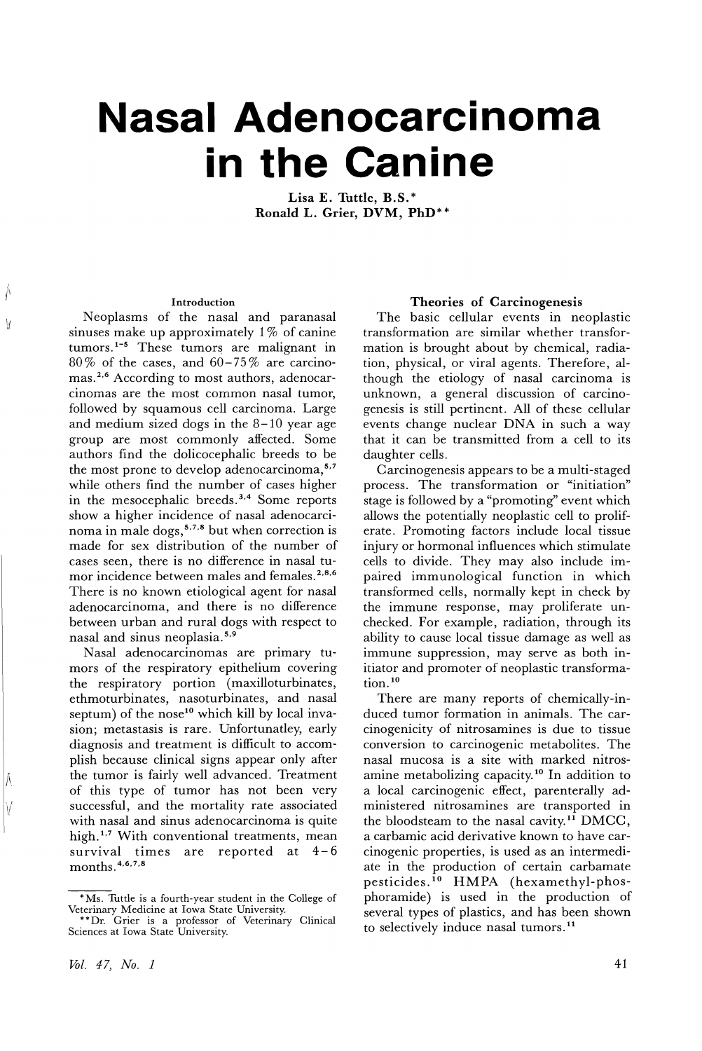# Nasal Adenocarcinoma in the Canine

Lisa E. Tuttle, B.S.*
Ronald L. Grier, DVM, PhD**

### Introduction

Neoplasms of the nasal and paranasal sinuses make up approximately 1% of canine tumors.[1-5] These tumors are malignant in 80% of the cases, and 60–75% are carcinomas.[2,6] According to most authors, adenocarcinomas are the most common nasal tumor, followed by squamous cell carcinoma. Large and medium sized dogs in the 8–10 year age group are most commonly affected. Some authors find the dolicocephalic breeds to be the most prone to develop adenocarcinoma,[5,7] while others find the number of cases higher in the mesocephalic breeds.[3,4] Some reports show a higher incidence of nasal adenocarcinoma in male dogs,[5,7,8] but when correction is made for sex distribution of the number of cases seen, there is no difference in nasal tumor incidence between males and females.[2,8,6] There is no known etiological agent for nasal adenocarcinoma, and there is no difference between urban and rural dogs with respect to nasal and sinus neoplasia.[5,9]

Nasal adenocarcinomas are primary tumors of the respiratory epithelium covering the respiratory portion (maxilloturbinates, ethmoturbinates, nasoturbinates, and nasal septum) of the nose[10] which kill by local invasion; metastasis is rare. Unfortunatley, early diagnosis and treatment is difficult to accomplish because clinical signs appear only after the tumor is fairly well advanced. Treatment of this type of tumor has not been very successful, and the mortality rate associated with nasal and sinus adenocarcinoma is quite high.[1,7] With conventional treatments, mean survival times are reported at 4–6 months.[4,6,7,8]

*Ms. Tuttle is a fourth-year student in the College of Veterinary Medicine at Iowa State University.
**Dr. Grier is a professor of Veterinary Clinical Sciences at Iowa State University.

### Theories of Carcinogenesis

The basic cellular events in neoplastic transformation are similar whether transformation is brought about by chemical, radiation, physical, or viral agents. Therefore, although the etiology of nasal carcinoma is unknown, a general discussion of carcinogenesis is still pertinent. All of these cellular events change nuclear DNA in such a way that it can be transmitted from a cell to its daughter cells.

Carcinogenesis appears to be a multi-staged process. The transformation or "initiation" stage is followed by a "promoting" event which allows the potentially neoplastic cell to proliferate. Promoting factors include local tissue injury or hormonal influences which stimulate cells to divide. They may also include impaired immunological function in which transformed cells, normally kept in check by the immune response, may proliferate unchecked. For example, radiation, through its ability to cause local tissue damage as well as immune suppression, may serve as both initiator and promoter of neoplastic transformation.[10]

There are many reports of chemically-induced tumor formation in animals. The carcinogenicity of nitrosamines is due to tissue conversion to carcinogenic metabolites. The nasal mucosa is a site with marked nitrosamine metabolizing capacity.[10] In addition to a local carcinogenic effect, parenterally administered nitrosamines are transported in the bloodsteam to the nasal cavity.[11] DMCC, a carbamic acid derivative known to have carcinogenic properties, is used as an intermediate in the production of certain carbamate pesticides.[10] HMPA (hexamethyl-phosphoramide) is used in the production of several types of plastics, and has been shown to selectively induce nasal tumors.[11]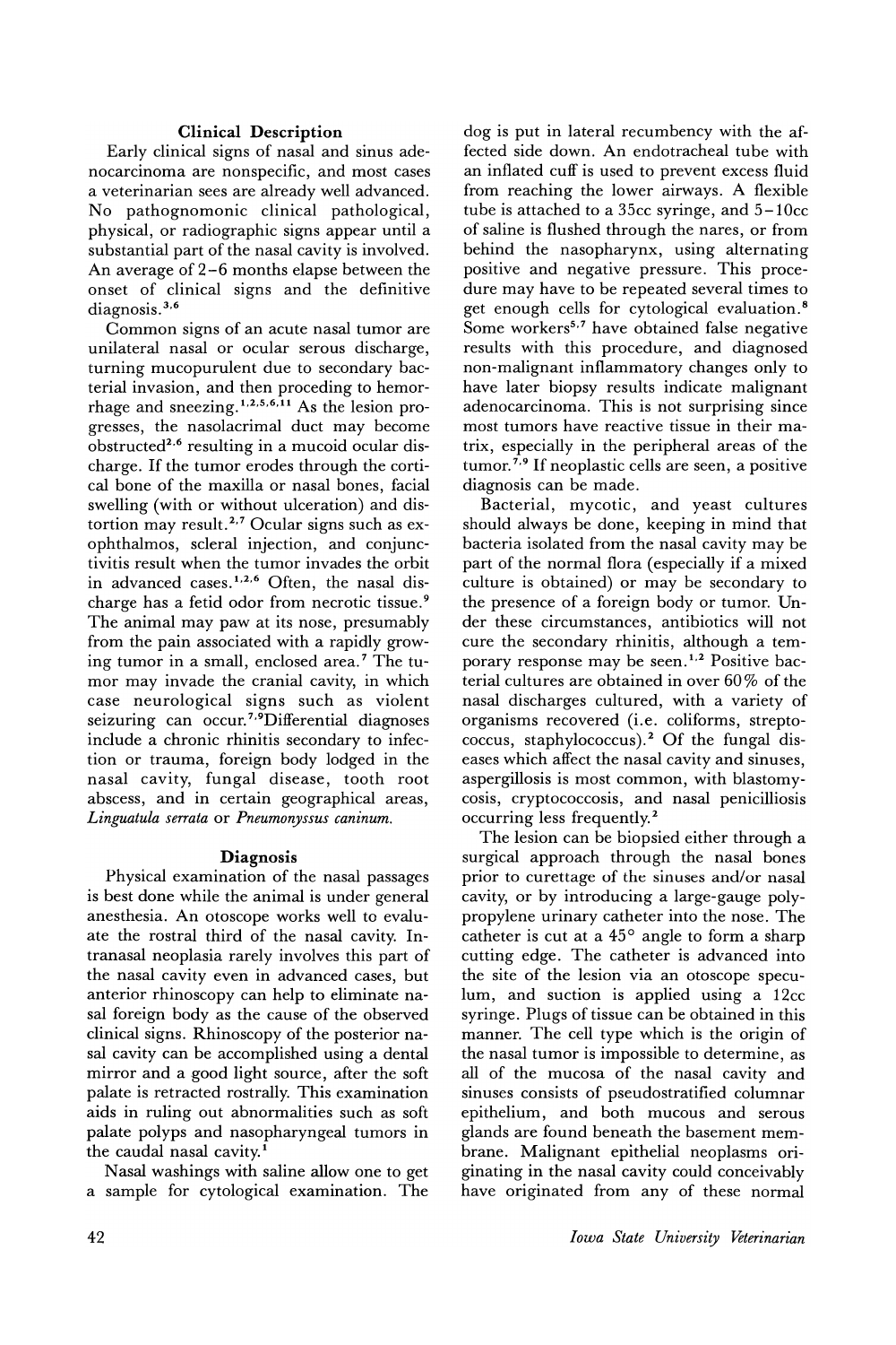## Clinical Description

Early clinical signs of nasal and sinus adenocarcinoma are nonspecific, and most cases a veterinarian sees are already well advanced. No pathognomonic clinical pathological, physical, or radiographic signs appear until a substantial part of the nasal cavity is involved. An average of 2–6 months elapse between the onset of clinical signs and the definitive diagnosis.[3,6]

Common signs of an acute nasal tumor are unilateral nasal or ocular serous discharge, turning mucopurulent due to secondary bacterial invasion, and then proceding to hemorrhage and sneezing.[1,2,5,6,11] As the lesion progresses, the nasolacrimal duct may become obstructed[2,6] resulting in a mucoid ocular discharge. If the tumor erodes through the cortical bone of the maxilla or nasal bones, facial swelling (with or without ulceration) and distortion may result.[2,7] Ocular signs such as exophthalmos, scleral injection, and conjunctivitis result when the tumor invades the orbit in advanced cases.[1,2,6] Often, the nasal discharge has a fetid odor from necrotic tissue.[9] The animal may paw at its nose, presumably from the pain associated with a rapidly growing tumor in a small, enclosed area.[7] The tumor may invade the cranial cavity, in which case neurological signs such as violent seizuring can occur.[7,9] Differential diagnoses include a chronic rhinitis secondary to infection or trauma, foreign body lodged in the nasal cavity, fungal disease, tooth root abscess, and in certain geographical areas, *Linguatula serrata* or *Pneumonyssus caninum.*

## Diagnosis

Physical examination of the nasal passages is best done while the animal is under general anesthesia. An otoscope works well to evaluate the rostral third of the nasal cavity. Intranasal neoplasia rarely involves this part of the nasal cavity even in advanced cases, but anterior rhinoscopy can help to eliminate nasal foreign body as the cause of the observed clinical signs. Rhinoscopy of the posterior nasal cavity can be accomplished using a dental mirror and a good light source, after the soft palate is retracted rostrally. This examination aids in ruling out abnormalities such as soft palate polyps and nasopharyngeal tumors in the caudal nasal cavity.[1]

Nasal washings with saline allow one to get a sample for cytological examination. The dog is put in lateral recumbency with the affected side down. An endotracheal tube with an inflated cuff is used to prevent excess fluid from reaching the lower airways. A flexible tube is attached to a 35cc syringe, and 5–10cc of saline is flushed through the nares, or from behind the nasopharynx, using alternating positive and negative pressure. This procedure may have to be repeated several times to get enough cells for cytological evaluation.[8] Some workers[5,7] have obtained false negative results with this procedure, and diagnosed non-malignant inflammatory changes only to have later biopsy results indicate malignant adenocarcinoma. This is not surprising since most tumors have reactive tissue in their matrix, especially in the peripheral areas of the tumor.[7,9] If neoplastic cells are seen, a positive diagnosis can be made.

Bacterial, mycotic, and yeast cultures should always be done, keeping in mind that bacteria isolated from the nasal cavity may be part of the normal flora (especially if a mixed culture is obtained) or may be secondary to the presence of a foreign body or tumor. Under these circumstances, antibiotics will not cure the secondary rhinitis, although a temporary response may be seen.[1,2] Positive bacterial cultures are obtained in over 60% of the nasal discharges cultured, with a variety of organisms recovered (i.e. coliforms, streptococcus, staphylococcus).[2] Of the fungal diseases which affect the nasal cavity and sinuses, aspergillosis is most common, with blastomycosis, cryptococcosis, and nasal penicilliosis occurring less frequently.[2]

The lesion can be biopsied either through a surgical approach through the nasal bones prior to curettage of the sinuses and/or nasal cavity, or by introducing a large-gauge polypropylene urinary catheter into the nose. The catheter is cut at a 45° angle to form a sharp cutting edge. The catheter is advanced into the site of the lesion via an otoscope speculum, and suction is applied using a 12cc syringe. Plugs of tissue can be obtained in this manner. The cell type which is the origin of the nasal tumor is impossible to determine, as all of the mucosa of the nasal cavity and sinuses consists of pseudostratified columnar epithelium, and both mucous and serous glands are found beneath the basement membrane. Malignant epithelial neoplasms originating in the nasal cavity could conceivably have originated from any of these normal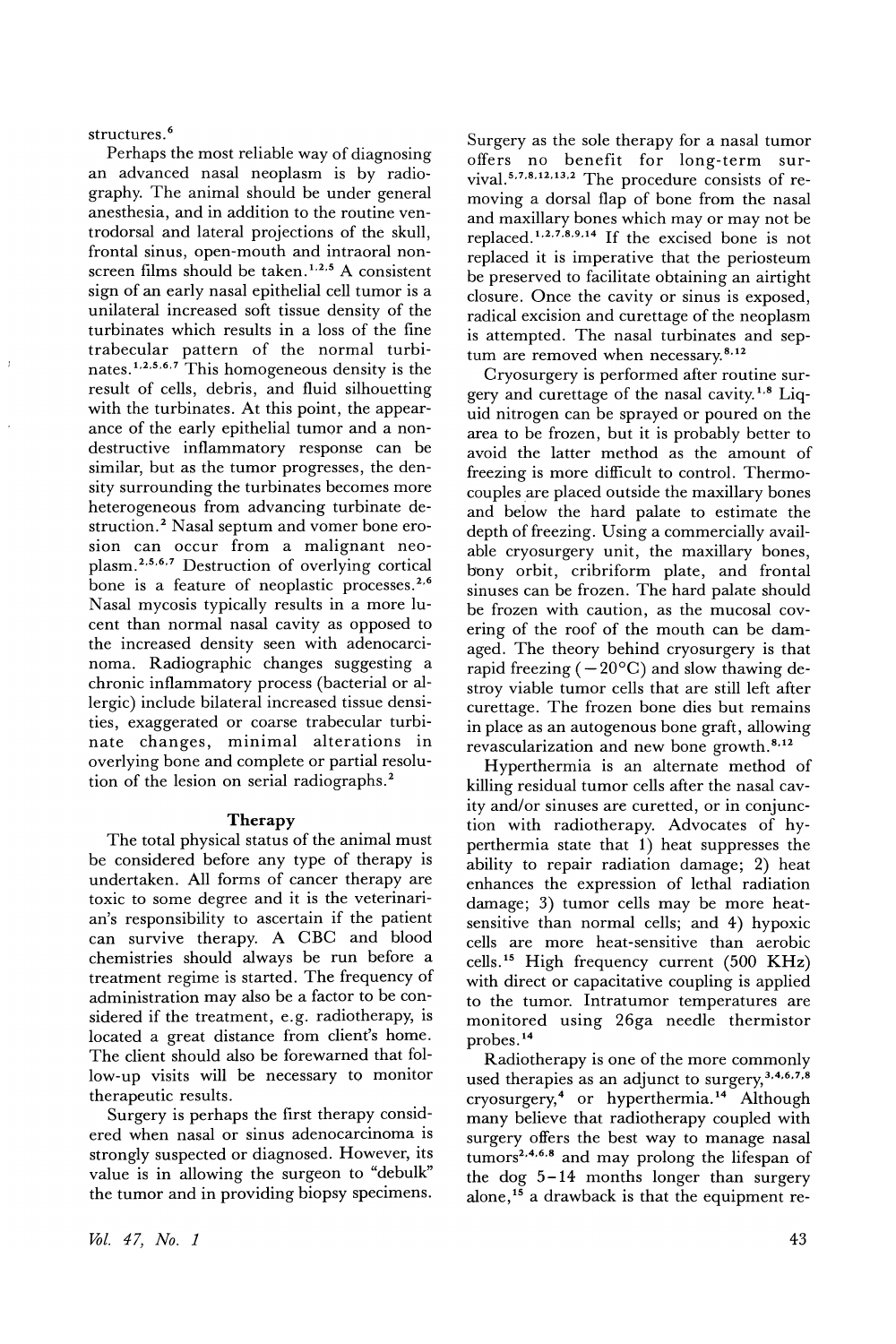structures.[6]

Perhaps the most reliable way of diagnosing an advanced nasal neoplasm is by radiography. The animal should be under general anesthesia, and in addition to the routine ventrodorsal and lateral projections of the skull, frontal sinus, open-mouth and intraoral nonscreen films should be taken.[1,2,5] A consistent sign of an early nasal epithelial cell tumor is a unilateral increased soft tissue density of the turbinates which results in a loss of the fine trabecular pattern of the normal turbinates.[1,2,5,6,7] This homogeneous density is the result of cells, debris, and fluid silhouetting with the turbinates. At this point, the appearance of the early epithelial tumor and a nondestructive inflammatory response can be similar, but as the tumor progresses, the density surrounding the turbinates becomes more heterogeneous from advancing turbinate destruction.[2] Nasal septum and vomer bone erosion can occur from a malignant neoplasm.[2,5,6,7] Destruction of overlying cortical bone is a feature of neoplastic processes.[2,6] Nasal mycosis typically results in a more lucent than normal nasal cavity as opposed to the increased density seen with adenocarcinoma. Radiographic changes suggesting a chronic inflammatory process (bacterial or allergic) include bilateral increased tissue densities, exaggerated or coarse trabecular turbinate changes, minimal alterations in overlying bone and complete or partial resolution of the lesion on serial radiographs.[2]

## Therapy

The total physical status of the animal must be considered before any type of therapy is undertaken. All forms of cancer therapy are toxic to some degree and it is the veterinarian's responsibility to ascertain if the patient can survive therapy. A CBC and blood chemistries should always be run before a treatment regime is started. The frequency of administration may also be a factor to be considered if the treatment, e.g. radiotherapy, is located a great distance from client's home. The client should also be forewarned that follow-up visits will be necessary to monitor therapeutic results.

Surgery is perhaps the first therapy considered when nasal or sinus adenocarcinoma is strongly suspected or diagnosed. However, its value is in allowing the surgeon to "debulk" the tumor and in providing biopsy specimens. Surgery as the sole therapy for a nasal tumor offers no benefit for long-term survival.[5,7,8,12,13,2] The procedure consists of removing a dorsal flap of bone from the nasal and maxillary bones which may or may not be replaced.[1,2,7,8,9,14] If the excised bone is not replaced it is imperative that the periosteum be preserved to facilitate obtaining an airtight closure. Once the cavity or sinus is exposed, radical excision and curettage of the neoplasm is attempted. The nasal turbinates and septum are removed when necessary.[8,12]

Cryosurgery is performed after routine surgery and curettage of the nasal cavity.[1,8] Liquid nitrogen can be sprayed or poured on the area to be frozen, but it is probably better to avoid the latter method as the amount of freezing is more difficult to control. Thermocouples are placed outside the maxillary bones and below the hard palate to estimate the depth of freezing. Using a commercially available cryosurgery unit, the maxillary bones, bony orbit, cribriform plate, and frontal sinuses can be frozen. The hard palate should be frozen with caution, as the mucosal covering of the roof of the mouth can be damaged. The theory behind cryosurgery is that rapid freezing ($-20°C$) and slow thawing destroy viable tumor cells that are still left after curettage. The frozen bone dies but remains in place as an autogenous bone graft, allowing revascularization and new bone growth.[8,12]

Hyperthermia is an alternate method of killing residual tumor cells after the nasal cavity and/or sinuses are curetted, or in conjunction with radiotherapy. Advocates of hyperthermia state that 1) heat suppresses the ability to repair radiation damage; 2) heat enhances the expression of lethal radiation damage; 3) tumor cells may be more heat-sensitive than normal cells; and 4) hypoxic cells are more heat-sensitive than aerobic cells.[15] High frequency current (500 KHz) with direct or capacitative coupling is applied to the tumor. Intratumor temperatures are monitored using 26ga needle thermistor probes.[14]

Radiotherapy is one of the more commonly used therapies as an adjunct to surgery,[3,4,6,7,8] cryosurgery,[4] or hyperthermia.[14] Although many believe that radiotherapy coupled with surgery offers the best way to manage nasal tumors[2,4,6,8] and may prolong the lifespan of the dog 5–14 months longer than surgery alone,[15] a drawback is that the equipment re-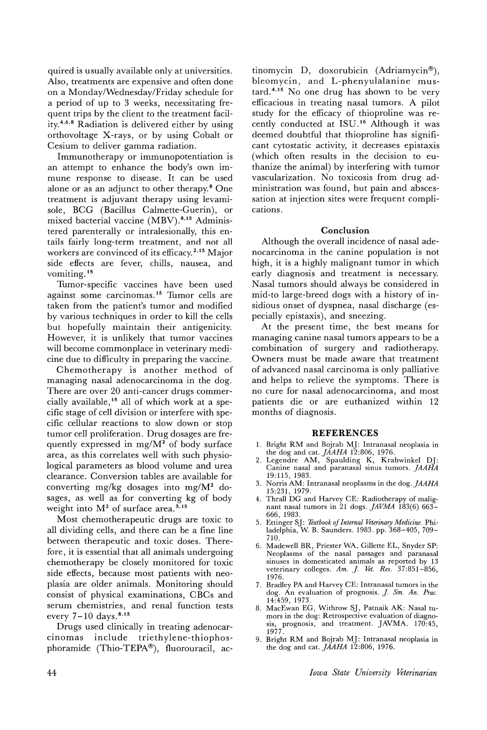quired is usually available only at universities. Also, treatments are expensive and often done on a Monday/Wednesday/Friday schedule for a period of up to 3 weeks, necessitating frequent trips by the client to the treatment facility.[4,6,8] Radiation is delivered either by using orthovoltage X-rays, or by using Cobalt or Cesium to deliver gamma radiation.

Immunotherapy or immunopotentiation is an attempt to enhance the body's own immune response to disease. It can be used alone or as an adjunct to other therapy.[8] One treatment is adjuvant therapy using levamisole, BCG (Bacillus Calmette-Guerin), or mixed bacterial vaccine (MBV).[8,15] Administered parenterally or intralesionally, this entails fairly long-term treatment, and not all workers are convinced of its efficacy.[2,15] Major side effects are fever, chills, nausea, and vomiting.[15]

Tumor-specific vaccines have been used against some carcinomas.[15] Tumor cells are taken from the patient's tumor and modified by various techniques in order to kill the cells but hopefully maintain their antigenicity. However, it is unlikely that tumor vaccines will become commonplace in veterinary medicine due to difficulty in preparing the vaccine.

Chemotherapy is another method of managing nasal adenocarcinoma in the dog. There are over 20 anti-cancer drugs commercially available,[15] all of which work at a specific stage of cell division or interfere with specific cellular reactions to slow down or stop tumor cell proliferation. Drug dosages are frequently expressed in $mg/M^2$ of body surface area, as this correlates well with such physiological parameters as blood volume and urea clearance. Conversion tables are available for converting mg/kg dosages into $mg/M^2$ dosages, as well as for converting kg of body weight into $M^2$ of surface area.[5,15]

Most chemotherapeutic drugs are toxic to all dividing cells, and there can be a fine line between therapeutic and toxic doses. Therefore, it is essential that all animals undergoing chemotherapy be closely monitored for toxic side effects, because most patients with neoplasia are older animals. Monitoring should consist of physical examinations, CBCs and serum chemistries, and renal function tests every 7–10 days.[8,15]

Drugs used clinically in treating adenocarcinomas include triethylene-thiophosphoramide (Thio-TEPA®), fluorouracil, actinomycin D, doxorubicin (Adriamycin®), bleomycin, and L-phenyulalanine mustard.[4,15] No one drug has shown to be very efficacious in treating nasal tumors. A pilot study for the efficacy of thioproline was recently conducted at ISU.[16] Although it was deemed doubtful that thioproline has significant cytostatic activity, it decreases epistaxis (which often results in the decision to euthanize the animal) by interfering with tumor vascularization. No toxicosis from drug administration was found, but pain and abscessation at injection sites were frequent complications.

## Conclusion

Although the overall incidence of nasal adenocarcinoma in the canine population is not high, it is a highly malignant tumor in which early diagnosis and treatment is necessary. Nasal tumors should always be considered in mid-to large-breed dogs with a history of insidious onset of dyspnea, nasal discharge (especially epistaxis), and sneezing.

At the present time, the best means for managing canine nasal tumors appears to be a combination of surgery and radiotherapy. Owners must be made aware that treatment of advanced nasal carcinoma is only palliative and helps to relieve the symptoms. There is no cure for nasal adenocarcinoma, and most patients die or are euthanized within 12 months of diagnosis.

## REFERENCES

1. Bright RM and Bojrab MJ: Intranasal neoplasia in the dog and cat. *JAAHA* 12:806, 1976.
2. Legendre AM, Spaulding K, Krahwinkel DJ: Canine nasal and paranasal sinus tumors. *JAAHA* 19:115, 1983.
3. Norris AM: Intranasal neoplasms in the dog. *JAAHA* 15:231, 1979.
4. Thrall DG and Harvey CE: Radiotherapy of malignant nasal tumors in 21 dogs. *JAVMA* 183(6) 663–666, 1983.
5. Ettinger SJ: *Textbook of Internal Veterinary Medicine.* Philadelphia, W. B. Saunders. 1983. pp. 368–405, 709–710.
6. Madewell BR, Priester WA, Gillette EL, Snyder SP: Neoplasms of the nasal passages and paranasal sinuses in domesticated animals as reported by 13 veterinary colleges. *Am. J. Vet. Res.* 37:851–856, 1976.
7. Bradley PA and Harvey CE: Intranasal tumors in the dog. An evaluation of prognosis. *J. Sm. An. Prac.* 14:459, 1973.
8. MacEwan EG, Withrow SJ, Patnaik AK: Nasal tumors in the dog: Retrospective evaluation of diagnosis, prognosis, and treatment. JAVMA. 170:45, 1977.
9. Bright RM and Bojrab MJ: Intranasal neoplasia in the dog and cat. *JAAHA* 12:806, 1976.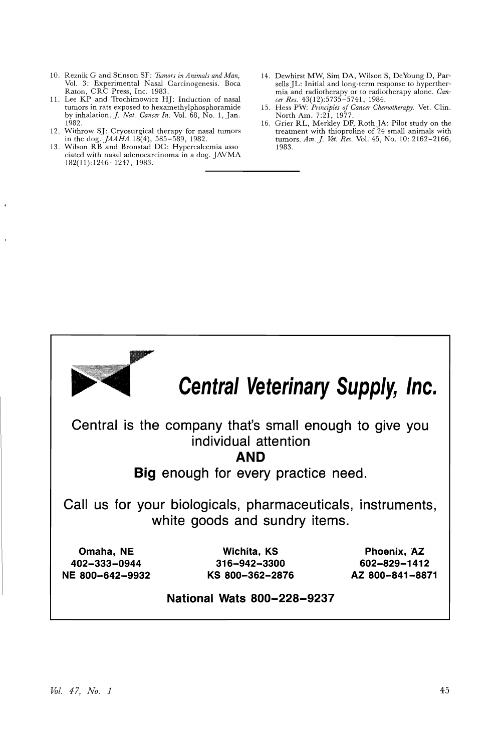10. Reznik G and Stinson SF: *Tumors in Animals and Man,* Vol. 3: Experimental Nasal Carcinogenesis. Boca Raton, CRC Press, Inc. 1983.
11. Lee KP and Trochimowicz HJ: Induction of nasal tumors in rats exposed to hexamethylphosphoramide by inhalation. *J. Nat. Cancer In.* Vol. 68, No. 1, Jan. 1982.
12. Withrow SJ: Cryosurgical therapy for nasal tumors in the dog. *JAAHA* 18(4), 585–589, 1982.
13. Wilson RB and Bronstad DC: Hypercalcemia associated with nasal adenocarcinoma in a dog. JAVMA 182(11):1246–1247, 1983.
14. Dewhirst MW, Sim DA, Wilson S, DeYoung D, Parsells JL: Initial and long-term response to hyperthermia and radiotherapy or to radiotherapy alone. *Cancer Res.* 43(12):5735–5741, 1984.
15. Hess PW: *Principles of Cancer Chemotherapy.* Vet. Clin. North Am. 7:21, 1977.
16. Grier RL, Merkley DF, Roth JA: Pilot study on the treatment with thioproline of 24 small animals with tumors. *Am. J. Vet. Res.* Vol. 45, No. 10: 2162–2166, 1983.

---

# *Central Veterinary Supply, Inc.*

Central is the company that's small enough to give you individual attention

**AND**

**Big** enough for every practice need.

Call us for your biologicals, pharmaceuticals, instruments, white goods and sundry items.

| | | |
|---|---|---|
| **Omaha, NE** | **Wichita, KS** | **Phoenix, AZ** |
| **402–333–0944** | **316–942–3300** | **602–829–1412** |
| **NE 800–642–9932** | **KS 800–362–2876** | **AZ 800–841–8871** |

**National Wats 800–228–9237**